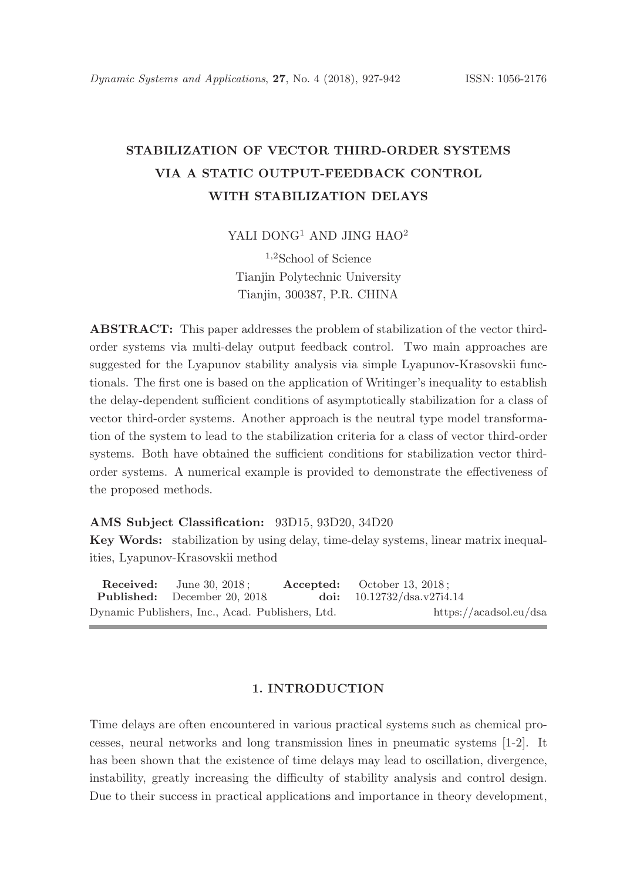# STABILIZATION OF VECTOR THIRD-ORDER SYSTEMS VIA A STATIC OUTPUT-FEEDBACK CONTROL WITH STABILIZATION DELAYS

YALI DONG[1] AND JING HAO[2]

[1,2]School of Science
Tianjin Polytechnic University
Tianjin, 300387, P.R. CHINA

**ABSTRACT:** This paper addresses the problem of stabilization of the vector third-order systems via multi-delay output feedback control. Two main approaches are suggested for the Lyapunov stability analysis via simple Lyapunov-Krasovskii functionals. The first one is based on the application of Writinger's inequality to establish the delay-dependent sufficient conditions of asymptotically stabilization for a class of vector third-order systems. Another approach is the neutral type model transformation of the system to lead to the stabilization criteria for a class of vector third-order systems. Both have obtained the sufficient conditions for stabilization vector third-order systems. A numerical example is provided to demonstrate the effectiveness of the proposed methods.

**AMS Subject Classification:** 93D15, 93D20, 34D20

**Key Words:** stabilization by using delay, time-delay systems, linear matrix inequalities, Lyapunov-Krasovskii method

**Received:** June 30, 2018; **Accepted:** October 13, 2018;
**Published:** December 20, 2018 **doi:** 10.12732/dsa.v27i4.14
Dynamic Publishers, Inc., Acad. Publishers, Ltd. https://acadsol.eu/dsa

## 1. INTRODUCTION

Time delays are often encountered in various practical systems such as chemical processes, neural networks and long transmission lines in pneumatic systems [1-2]. It has been shown that the existence of time delays may lead to oscillation, divergence, instability, greatly increasing the difficulty of stability analysis and control design. Due to their success in practical applications and importance in theory development,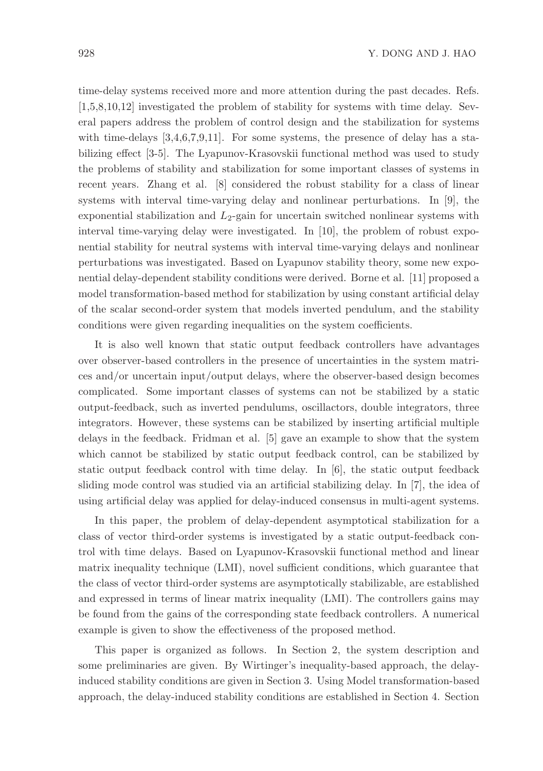time-delay systems received more and more attention during the past decades. Refs. [1,5,8,10,12] investigated the problem of stability for systems with time delay. Several papers address the problem of control design and the stabilization for systems with time-delays [3,4,6,7,9,11]. For some systems, the presence of delay has a stabilizing effect [3-5]. The Lyapunov-Krasovskii functional method was used to study the problems of stability and stabilization for some important classes of systems in recent years. Zhang et al. [8] considered the robust stability for a class of linear systems with interval time-varying delay and nonlinear perturbations. In [9], the exponential stabilization and $L_2$-gain for uncertain switched nonlinear systems with interval time-varying delay were investigated. In [10], the problem of robust exponential stability for neutral systems with interval time-varying delays and nonlinear perturbations was investigated. Based on Lyapunov stability theory, some new exponential delay-dependent stability conditions were derived. Borne et al. [11] proposed a model transformation-based method for stabilization by using constant artificial delay of the scalar second-order system that models inverted pendulum, and the stability conditions were given regarding inequalities on the system coefficients.

It is also well known that static output feedback controllers have advantages over observer-based controllers in the presence of uncertainties in the system matrices and/or uncertain input/output delays, where the observer-based design becomes complicated. Some important classes of systems can not be stabilized by a static output-feedback, such as inverted pendulums, oscillactors, double integrators, three integrators. However, these systems can be stabilized by inserting artificial multiple delays in the feedback. Fridman et al. [5] gave an example to show that the system which cannot be stabilized by static output feedback control, can be stabilized by static output feedback control with time delay. In [6], the static output feedback sliding mode control was studied via an artificial stabilizing delay. In [7], the idea of using artificial delay was applied for delay-induced consensus in multi-agent systems.

In this paper, the problem of delay-dependent asymptotical stabilization for a class of vector third-order systems is investigated by a static output-feedback control with time delays. Based on Lyapunov-Krasovskii functional method and linear matrix inequality technique (LMI), novel sufficient conditions, which guarantee that the class of vector third-order systems are asymptotically stabilizable, are established and expressed in terms of linear matrix inequality (LMI). The controllers gains may be found from the gains of the corresponding state feedback controllers. A numerical example is given to show the effectiveness of the proposed method.

This paper is organized as follows. In Section 2, the system description and some preliminaries are given. By Wirtinger's inequality-based approach, the delay-induced stability conditions are given in Section 3. Using Model transformation-based approach, the delay-induced stability conditions are established in Section 4. Section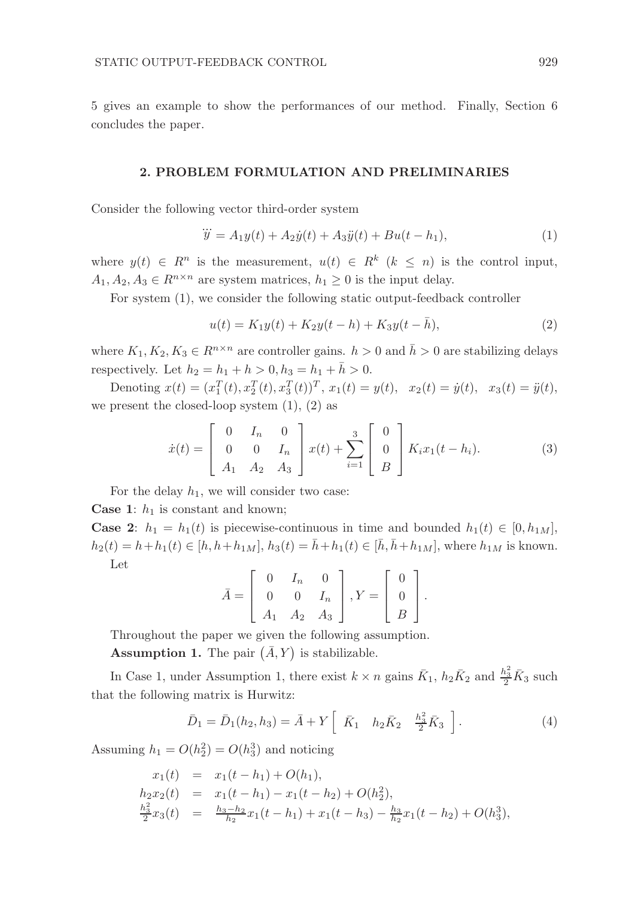5 gives an example to show the performances of our method. Finally, Section 6 concludes the paper.

## 2. PROBLEM FORMULATION AND PRELIMINARIES

Consider the following vector third-order system

$$\dddot{y} = A_1 y(t) + A_2 \dot{y}(t) + A_3 \ddot{y}(t) + Bu(t - h_1), \tag{1}$$

where $y(t) \in R^n$ is the measurement, $u(t) \in R^k$ $(k \leq n)$ is the control input, $A_1, A_2, A_3 \in R^{n \times n}$ are system matrices, $h_1 \geq 0$ is the input delay.

For system (1), we consider the following static output-feedback controller

$$u(t) = K_1 y(t) + K_2 y(t - h) + K_3 y(t - \bar{h}), \tag{2}$$

where $K_1, K_2, K_3 \in R^{n \times n}$ are controller gains. $h > 0$ and $\bar{h} > 0$ are stabilizing delays respectively. Let $h_2 = h_1 + h > 0, h_3 = h_1 + \bar{h} > 0$.

Denoting $x(t) = (x_1^T(t), x_2^T(t), x_3^T(t))^T$, $x_1(t) = y(t)$, $x_2(t) = \dot{y}(t)$, $x_3(t) = \ddot{y}(t)$, we present the closed-loop system (1), (2) as

$$\dot{x}(t) = \begin{bmatrix} 0 & I_n & 0 \\ 0 & 0 & I_n \\ A_1 & A_2 & A_3 \end{bmatrix} x(t) + \sum_{i=1}^{3} \begin{bmatrix} 0 \\ 0 \\ B \end{bmatrix} K_i x_1(t - h_i). \tag{3}$$

For the delay $h_1$, we will consider two case:

**Case 1**: $h_1$ is constant and known;

**Case 2**: $h_1 = h_1(t)$ is piecewise-continuous in time and bounded $h_1(t) \in [0, h_{1M}]$, $h_2(t) = h + h_1(t) \in [h, h + h_{1M}]$, $h_3(t) = \bar{h} + h_1(t) \in [\bar{h}, \bar{h} + h_{1M}]$, where $h_{1M}$ is known.

Let

$$\bar{A} = \begin{bmatrix} 0 & I_n & 0 \\ 0 & 0 & I_n \\ A_1 & A_2 & A_3 \end{bmatrix}, Y = \begin{bmatrix} 0 \\ 0 \\ B \end{bmatrix}.$$

Throughout the paper we given the following assumption.

**Assumption 1.** The pair $(\bar{A}, Y)$ is stabilizable.

In Case 1, under Assumption 1, there exist $k \times n$ gains $\bar{K}_1$, $h_2 \bar{K}_2$ and $\frac{h_3^2}{2} \bar{K}_3$ such that the following matrix is Hurwitz:

$$\bar{D}_1 = \bar{D}_1(h_2, h_3) = \bar{A} + Y \begin{bmatrix} \bar{K}_1 & h_2 \bar{K}_2 & \frac{h_3^2}{2} \bar{K}_3 \end{bmatrix}. \tag{4}$$

Assuming $h_1 = O(h_2^2) = O(h_3^3)$ and noticing

$$\begin{aligned}
x_1(t) &= x_1(t - h_1) + O(h_1), \\
h_2 x_2(t) &= x_1(t - h_1) - x_1(t - h_2) + O(h_2^2), \\
\tfrac{h_3^2}{2} x_3(t) &= \tfrac{h_3 - h_2}{h_2} x_1(t - h_1) + x_1(t - h_3) - \tfrac{h_3}{h_2} x_1(t - h_2) + O(h_3^3),
\end{aligned}$$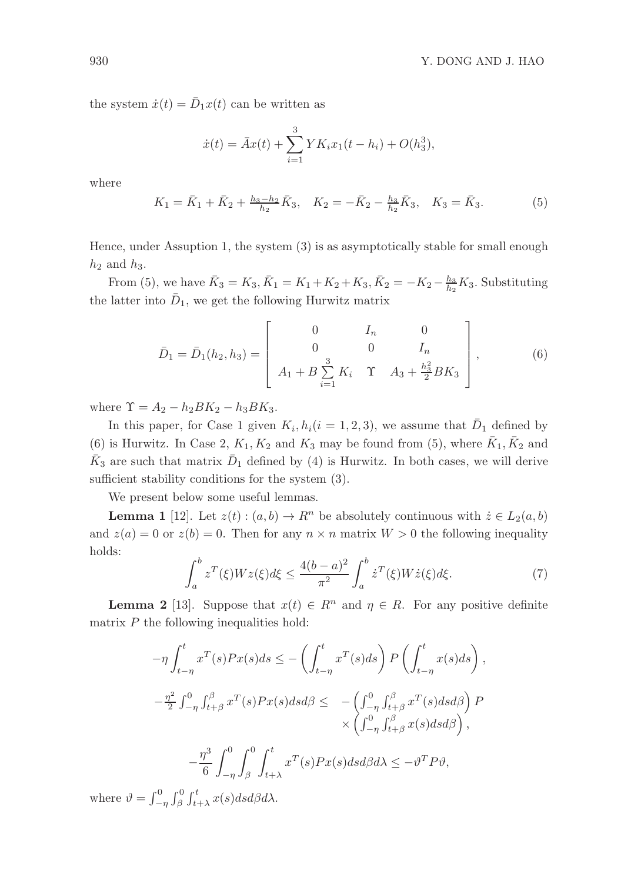the system $\dot{x}(t) = \bar{D}_1 x(t)$ can be written as

$$\dot{x}(t) = \bar{A}x(t) + \sum_{i=1}^{3} YK_i x_1(t-h_i) + O(h_3^3),$$

where

$$K_1 = \bar{K}_1 + \bar{K}_2 + \tfrac{h_3-h_2}{h_2}\bar{K}_3, \quad K_2 = -\bar{K}_2 - \tfrac{h_3}{h_2}\bar{K}_3, \quad K_3 = \bar{K}_3. \tag{5}$$

Hence, under Assuption 1, the system (3) is as asymptotically stable for small enough $h_2$ and $h_3$.

From (5), we have $\bar{K}_3 = K_3, \bar{K}_1 = K_1 + K_2 + K_3, \bar{K}_2 = -K_2 - \frac{h_3}{h_2}K_3$. Substituting the latter into $\bar{D}_1$, we get the following Hurwitz matrix

$$\bar{D}_1 = \bar{D}_1(h_2, h_3) = \begin{bmatrix} 0 & I_n & 0 \\ 0 & 0 & I_n \\ A_1 + B\sum\limits_{i=1}^{3} K_i & \Upsilon & A_3 + \frac{h_3^2}{2}BK_3 \end{bmatrix}, \tag{6}$$

where $\Upsilon = A_2 - h_2 BK_2 - h_3 BK_3$.

In this paper, for Case 1 given $K_i, h_i (i = 1, 2, 3)$, we assume that $\bar{D}_1$ defined by (6) is Hurwitz. In Case 2, $K_1, K_2$ and $K_3$ may be found from (5), where $\bar{K}_1, \bar{K}_2$ and $\bar{K}_3$ are such that matrix $\bar{D}_1$ defined by (4) is Hurwitz. In both cases, we will derive sufficient stability conditions for the system (3).

We present below some useful lemmas.

**Lemma 1** [12]. Let $z(t) : (a, b) \to R^n$ be absolutely continuous with $\dot{z} \in L_2(a, b)$ and $z(a) = 0$ or $z(b) = 0$. Then for any $n \times n$ matrix $W > 0$ the following inequality holds:

$$\int_a^b z^T(\xi)Wz(\xi)d\xi \le \frac{4(b-a)^2}{\pi^2}\int_a^b \dot{z}^T(\xi)W\dot{z}(\xi)d\xi. \tag{7}$$

**Lemma 2** [13]. Suppose that $x(t) \in R^n$ and $\eta \in R$. For any positive definite matrix $P$ the following inequalities hold:

$$-\eta\int_{t-\eta}^{t} x^T(s)Px(s)ds \le -\left(\int_{t-\eta}^{t} x^T(s)ds\right)P\left(\int_{t-\eta}^{t} x(s)ds\right),$$

$$-\frac{\eta^2}{2}\int_{-\eta}^{0}\int_{t+\beta}^{\beta} x^T(s)Px(s)dsd\beta \le -\left(\int_{-\eta}^{0}\int_{t+\beta}^{\beta} x^T(s)dsd\beta\right)P \times \left(\int_{-\eta}^{0}\int_{t+\beta}^{\beta} x(s)dsd\beta\right),$$

$$-\frac{\eta^3}{6}\int_{-\eta}^{0}\int_{\beta}^{0}\int_{t+\lambda}^{t} x^T(s)Px(s)dsd\beta d\lambda \le -\vartheta^T P\vartheta,$$

where $\vartheta = \int_{-\eta}^{0}\int_{\beta}^{0}\int_{t+\lambda}^{t} x(s)dsd\beta d\lambda$.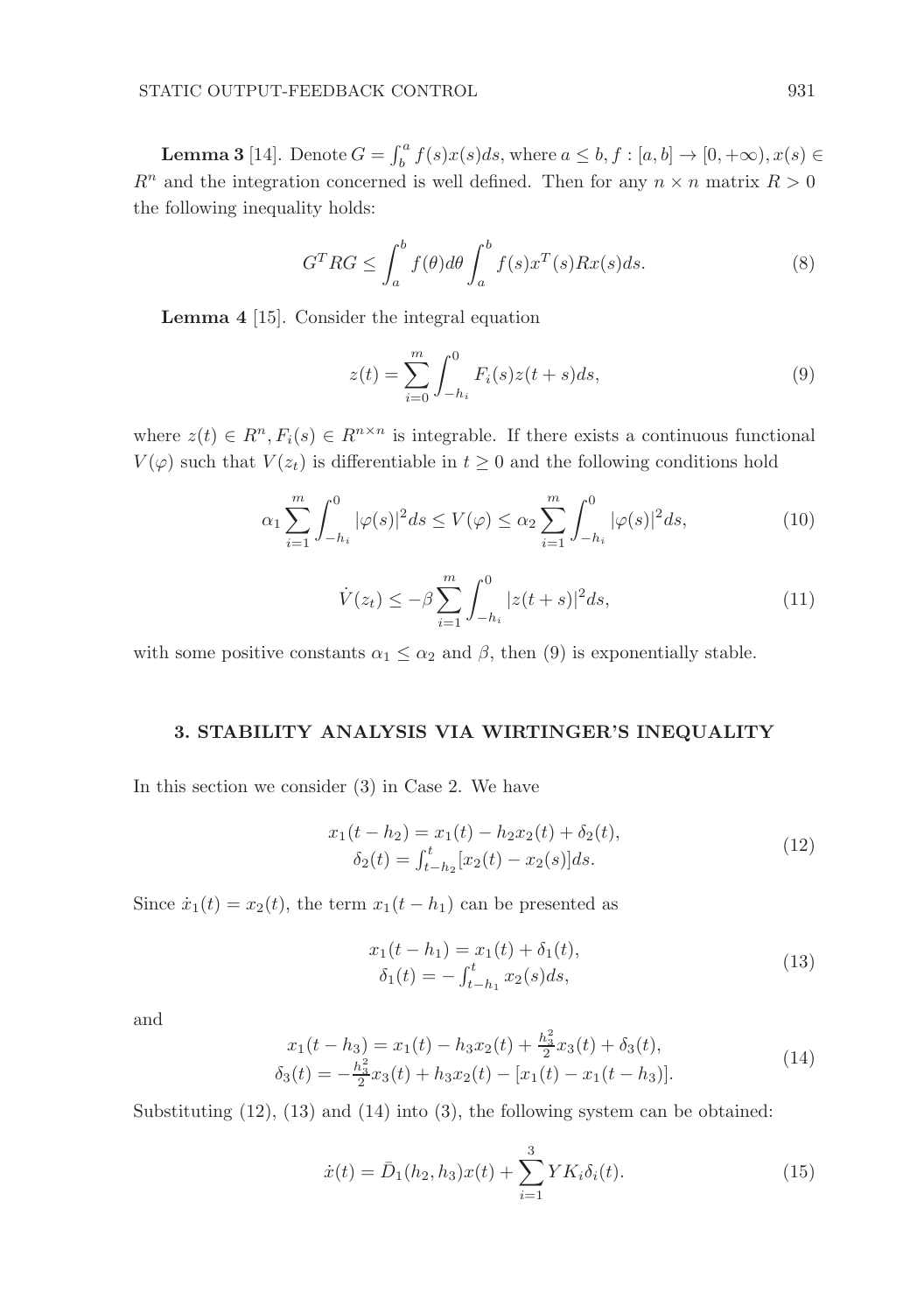**Lemma 3** [14]. Denote $G = \int_b^a f(s)x(s)ds$, where $a \le b, f : [a, b] \to [0, +\infty), x(s) \in R^n$ and the integration concerned is well defined. Then for any $n \times n$ matrix $R > 0$ the following inequality holds:

$$G^T RG \le \int_a^b f(\theta)d\theta \int_a^b f(s)x^T(s)Rx(s)ds. \tag{8}$$

**Lemma 4** [15]. Consider the integral equation

$$z(t) = \sum_{i=0}^{m} \int_{-h_i}^{0} F_i(s)z(t+s)ds, \tag{9}$$

where $z(t) \in R^n, F_i(s) \in R^{n\times n}$ is integrable. If there exists a continuous functional $V(\varphi)$ such that $V(z_t)$ is differentiable in $t \ge 0$ and the following conditions hold

$$\alpha_1 \sum_{i=1}^{m} \int_{-h_i}^{0} |\varphi(s)|^2 ds \le V(\varphi) \le \alpha_2 \sum_{i=1}^{m} \int_{-h_i}^{0} |\varphi(s)|^2 ds, \tag{10}$$

$$\dot{V}(z_t) \le -\beta \sum_{i=1}^{m} \int_{-h_i}^{0} |z(t+s)|^2 ds, \tag{11}$$

with some positive constants $\alpha_1 \le \alpha_2$ and $\beta$, then (9) is exponentially stable.

## 3. STABILITY ANALYSIS VIA WIRTINGER'S INEQUALITY

In this section we consider (3) in Case 2. We have

$$\begin{array}{c} x_1(t-h_2) = x_1(t) - h_2 x_2(t) + \delta_2(t), \\ \delta_2(t) = \int_{t-h_2}^{t} [x_2(t) - x_2(s)]ds. \end{array} \tag{12}$$

Since $\dot{x}_1(t) = x_2(t)$, the term $x_1(t-h_1)$ can be presented as

$$\begin{array}{c} x_1(t-h_1) = x_1(t) + \delta_1(t), \\ \delta_1(t) = -\int_{t-h_1}^{t} x_2(s)ds, \end{array} \tag{13}$$

and

$$\begin{array}{c} x_1(t-h_3) = x_1(t) - h_3 x_2(t) + \frac{h_3^2}{2} x_3(t) + \delta_3(t), \\ \delta_3(t) = -\frac{h_3^2}{2} x_3(t) + h_3 x_2(t) - [x_1(t) - x_1(t-h_3)]. \end{array} \tag{14}$$

Substituting (12), (13) and (14) into (3), the following system can be obtained:

$$\dot{x}(t) = \bar{D}_1(h_2, h_3)x(t) + \sum_{i=1}^{3} YK_i\delta_i(t). \tag{15}$$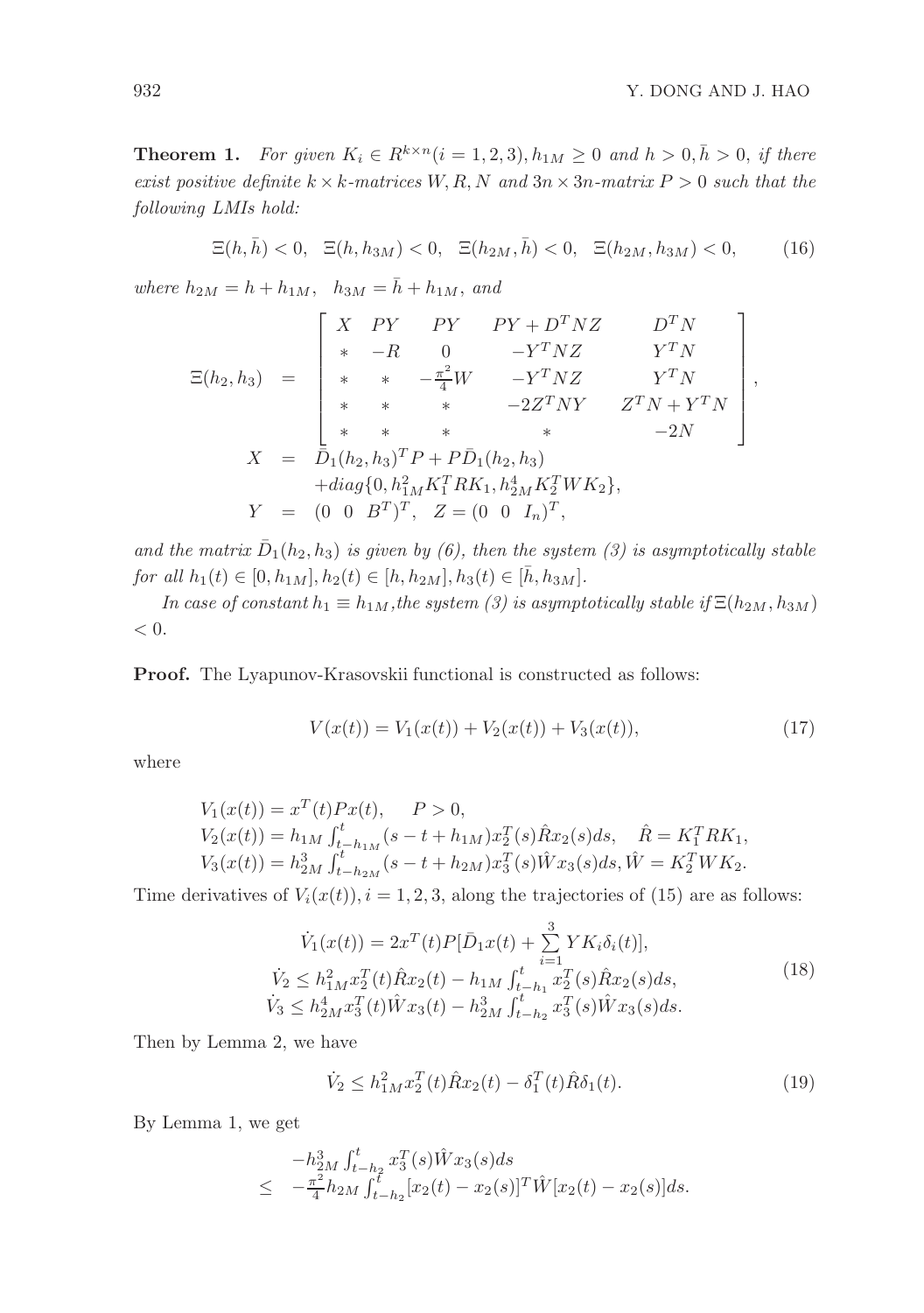**Theorem 1.** *For given $K_i \in R^{k \times n} (i = 1, 2, 3), h_{1M} \geq 0$ and $h > 0, \bar{h} > 0$, if there exist positive definite $k \times k$-matrices $W, R, N$ and $3n \times 3n$-matrix $P > 0$ such that the following LMIs hold:*

$$\Xi(h, \bar{h}) < 0, \quad \Xi(h, h_{3M}) < 0, \quad \Xi(h_{2M}, \bar{h}) < 0, \quad \Xi(h_{2M}, h_{3M}) < 0, \tag{16}$$

*where $h_{2M} = h + h_{1M}, \quad h_{3M} = \bar{h} + h_{1M}$, and*

$$\Xi(h_2, h_3) = \begin{bmatrix} X & PY & PY & PY + D^T NZ & D^T N \\ * & -R & 0 & -Y^T NZ & Y^T N \\ * & * & -\frac{\pi^2}{4} W & -Y^T NZ & Y^T N \\ * & * & * & -2Z^T NY & Z^T N + Y^T N \\ * & * & * & * & -2N \end{bmatrix},$$

$$X = \bar{D}_1(h_2, h_3)^T P + P\bar{D}_1(h_2, h_3) + diag\{0, h_{1M}^2 K_1^T R K_1, h_{2M}^4 K_2^T W K_2\},$$

$$Y = (0 \ \ 0 \ \ B^T)^T, \quad Z = (0 \ \ 0 \ \ I_n)^T,$$

*and the matrix $\bar{D}_1(h_2, h_3)$ is given by (6), then the system (3) is asymptotically stable for all $h_1(t) \in [0, h_{1M}], h_2(t) \in [h, h_{2M}], h_3(t) \in [\bar{h}, h_{3M}]$.*

*In case of constant $h_1 \equiv h_{1M}$, the system (3) is asymptotically stable if $\Xi(h_{2M}, h_{3M}) < 0$.*

**Proof.** The Lyapunov-Krasovskii functional is constructed as follows:

$$V(x(t)) = V_1(x(t)) + V_2(x(t)) + V_3(x(t)), \tag{17}$$

where

$$V_1(x(t)) = x^T(t)Px(t), \quad P > 0,$$
$$V_2(x(t)) = h_{1M} \int_{t-h_{1M}}^{t} (s - t + h_{1M}) x_2^T(s) \hat{R} x_2(s) ds, \quad \hat{R} = K_1^T R K_1,$$
$$V_3(x(t)) = h_{2M}^3 \int_{t-h_{2M}}^{t} (s - t + h_{2M}) x_3^T(s) \hat{W} x_3(s) ds, \hat{W} = K_2^T W K_2.$$

Time derivatives of $V_i(x(t)), i = 1, 2, 3$, along the trajectories of (15) are as follows:

$$\begin{aligned} \dot{V}_1(x(t)) &= 2x^T(t)P[\bar{D}_1 x(t) + \sum_{i=1}^{3} YK_i \delta_i(t)], \\ \dot{V}_2 &\leq h_{1M}^2 x_2^T(t) \hat{R} x_2(t) - h_{1M} \int_{t-h_1}^{t} x_2^T(s) \hat{R} x_2(s) ds, \\ \dot{V}_3 &\leq h_{2M}^4 x_3^T(t) \hat{W} x_3(t) - h_{2M}^3 \int_{t-h_2}^{t} x_3^T(s) \hat{W} x_3(s) ds. \end{aligned} \tag{18}$$

Then by Lemma 2, we have

$$\dot{V}_2 \leq h_{1M}^2 x_2^T(t) \hat{R} x_2(t) - \delta_1^T(t) \hat{R} \delta_1(t). \tag{19}$$

By Lemma 1, we get

$$\begin{aligned} & -h_{2M}^3 \int_{t-h_2}^{t} x_3^T(s) \hat{W} x_3(s) ds \\ \leq & -\frac{\pi^2}{4} h_{2M} \int_{t-h_2}^{t} [x_2(t) - x_2(s)]^T \hat{W} [x_2(t) - x_2(s)] ds. \end{aligned}$$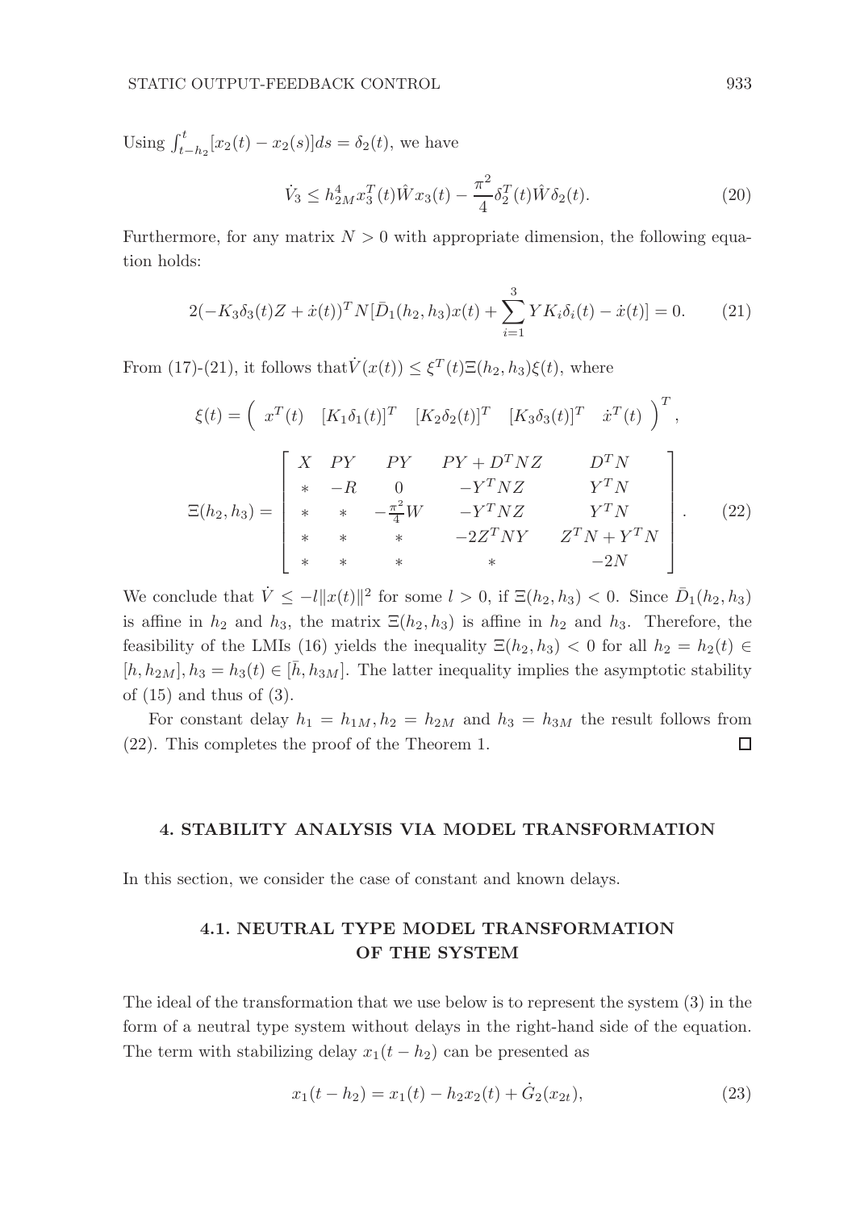Using $\int_{t-h_2}^{t}[x_2(t) - x_2(s)]ds = \delta_2(t)$, we have

$$\dot{V}_3 \leq h_{2M}^4 x_3^T(t)\hat{W}x_3(t) - \frac{\pi^2}{4}\delta_2^T(t)\hat{W}\delta_2(t). \tag{20}$$

Furthermore, for any matrix $N > 0$ with appropriate dimension, the following equation holds:

$$2(-K_3\delta_3(t)Z + \dot{x}(t))^T N[\bar{D}_1(h_2, h_3)x(t) + \sum_{i=1}^{3} YK_i\delta_i(t) - \dot{x}(t)] = 0. \tag{21}$$

From (17)-(21), it follows that$\dot{V}(x(t)) \leq \xi^T(t)\Xi(h_2, h_3)\xi(t)$, where

$$\xi(t) = \begin{pmatrix} x^T(t) & [K_1\delta_1(t)]^T & [K_2\delta_2(t)]^T & [K_3\delta_3(t)]^T & \dot{x}^T(t) \end{pmatrix}^T,$$

$$\Xi(h_2, h_3) = \begin{bmatrix} X & PY & PY & PY + D^T NZ & D^T N \\ * & -R & 0 & -Y^T NZ & Y^T N \\ * & * & -\frac{\pi^2}{4}W & -Y^T NZ & Y^T N \\ * & * & * & -2Z^T NY & Z^T N + Y^T N \\ * & * & * & * & -2N \end{bmatrix}. \tag{22}$$

We conclude that $\dot{V} \leq -l\|x(t)\|^2$ for some $l > 0$, if $\Xi(h_2, h_3) < 0$. Since $\bar{D}_1(h_2, h_3)$ is affine in $h_2$ and $h_3$, the matrix $\Xi(h_2, h_3)$ is affine in $h_2$ and $h_3$. Therefore, the feasibility of the LMIs (16) yields the inequality $\Xi(h_2, h_3) < 0$ for all $h_2 = h_2(t) \in [h, h_{2M}], h_3 = h_3(t) \in [\bar{h}, h_{3M}]$. The latter inequality implies the asymptotic stability of (15) and thus of (3).

For constant delay $h_1 = h_{1M}, h_2 = h_{2M}$ and $h_3 = h_{3M}$ the result follows from (22). This completes the proof of the Theorem 1. $\square$

## 4. STABILITY ANALYSIS VIA MODEL TRANSFORMATION

In this section, we consider the case of constant and known delays.

### 4.1. NEUTRAL TYPE MODEL TRANSFORMATION OF THE SYSTEM

The ideal of the transformation that we use below is to represent the system (3) in the form of a neutral type system without delays in the right-hand side of the equation. The term with stabilizing delay $x_1(t - h_2)$ can be presented as

$$x_1(t - h_2) = x_1(t) - h_2 x_2(t) + \dot{G}_2(x_{2t}), \tag{23}$$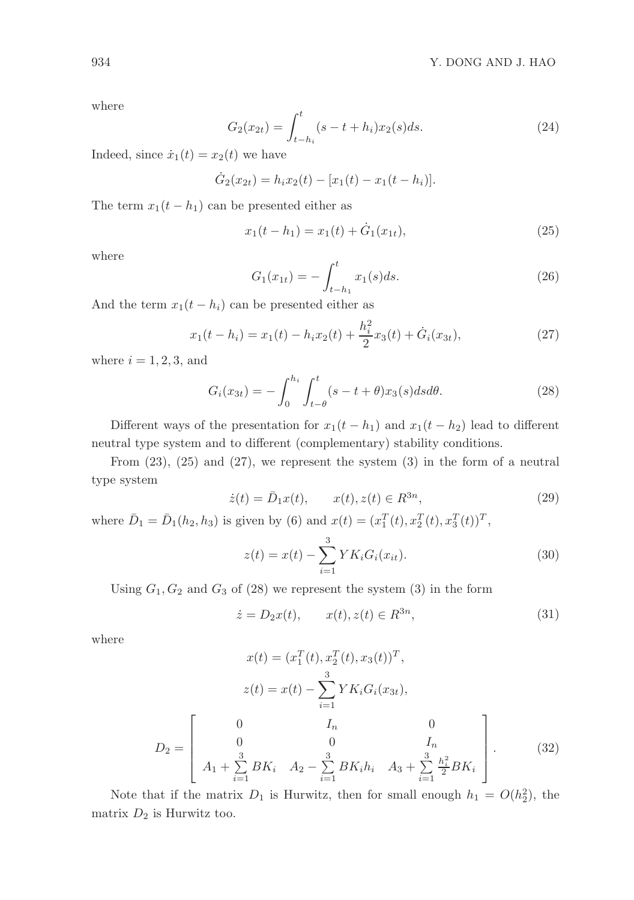where

$$G_2(x_{2t}) = \int_{t-h_i}^{t} (s - t + h_i) x_2(s) ds. \tag{24}$$

Indeed, since $\dot{x}_1(t) = x_2(t)$ we have

$$\dot{G}_2(x_{2t}) = h_i x_2(t) - [x_1(t) - x_1(t - h_i)].$$

The term $x_1(t - h_1)$ can be presented either as

$$x_1(t - h_1) = x_1(t) + \dot{G}_1(x_{1t}), \tag{25}$$

where

$$G_1(x_{1t}) = -\int_{t-h_1}^{t} x_1(s) ds. \tag{26}$$

And the term $x_1(t - h_i)$ can be presented either as

$$x_1(t - h_i) = x_1(t) - h_i x_2(t) + \frac{h_i^2}{2} x_3(t) + \dot{G}_i(x_{3t}), \tag{27}$$

where $i = 1, 2, 3$, and

$$G_i(x_{3t}) = -\int_0^{h_i} \int_{t-\theta}^{t} (s - t + \theta) x_3(s) ds d\theta. \tag{28}$$

Different ways of the presentation for $x_1(t - h_1)$ and $x_1(t - h_2)$ lead to different neutral type system and to different (complementary) stability conditions.

From (23), (25) and (27), we represent the system (3) in the form of a neutral type system

$$\dot{z}(t) = \bar{D}_1 x(t), \qquad x(t), z(t) \in R^{3n}, \tag{29}$$

where $\bar{D}_1 = \bar{D}_1(h_2, h_3)$ is given by (6) and $x(t) = (x_1^T(t), x_2^T(t), x_3^T(t))^T$,

$$z(t) = x(t) - \sum_{i=1}^{3} Y K_i G_i(x_{it}). \tag{30}$$

Using $G_1, G_2$ and $G_3$ of (28) we represent the system (3) in the form

$$\dot{z} = D_2 x(t), \qquad x(t), z(t) \in R^{3n}, \tag{31}$$

where

$$x(t) = (x_1^T(t), x_2^T(t), x_3(t))^T,$$

$$z(t) = x(t) - \sum_{i=1}^{3} Y K_i G_i(x_{3t}),$$

$$D_2 = \begin{bmatrix} 0 & I_n & 0 \\ 0 & 0 & I_n \\ A_1 + \sum\limits_{i=1}^{3} BK_i & A_2 - \sum\limits_{i=1}^{3} BK_i h_i & A_3 + \sum\limits_{i=1}^{3} \frac{h_i^2}{2} BK_i \end{bmatrix}. \tag{32}$$

Note that if the matrix $D_1$ is Hurwitz, then for small enough $h_1 = O(h_2^2)$, the matrix $D_2$ is Hurwitz too.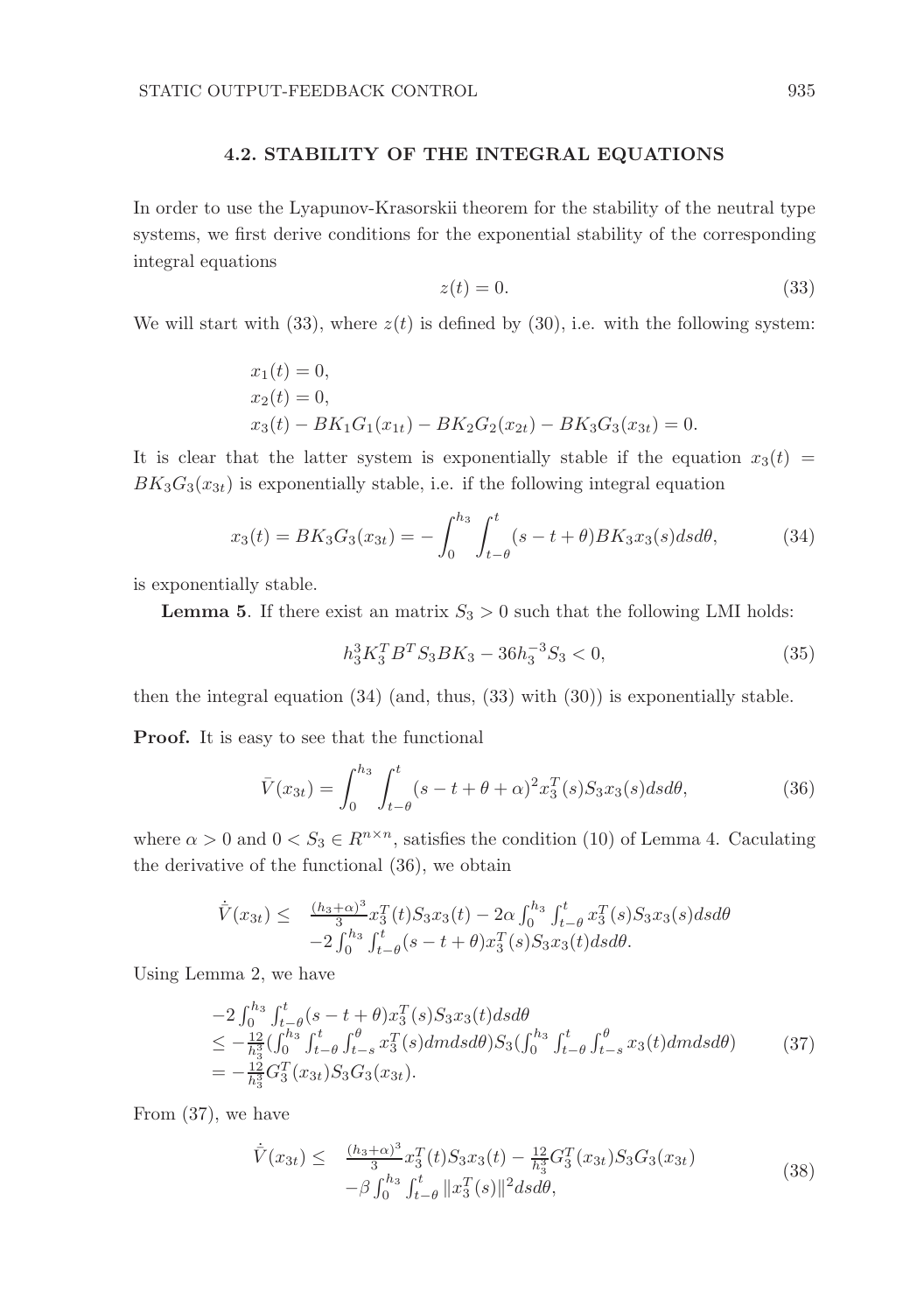### 4.2. STABILITY OF THE INTEGRAL EQUATIONS

In order to use the Lyapunov-Krasorskii theorem for the stability of the neutral type systems, we first derive conditions for the exponential stability of the corresponding integral equations

$$z(t) = 0. \tag{33}$$

We will start with (33), where $z(t)$ is defined by (30), i.e. with the following system:

$$\begin{aligned}
&x_1(t) = 0,\\
&x_2(t) = 0,\\
&x_3(t) - BK_1G_1(x_{1t}) - BK_2G_2(x_{2t}) - BK_3G_3(x_{3t}) = 0.
\end{aligned}$$

It is clear that the latter system is exponentially stable if the equation $x_3(t) = BK_3G_3(x_{3t})$ is exponentially stable, i.e. if the following integral equation

$$x_3(t) = BK_3G_3(x_{3t}) = -\int_0^{h_3}\int_{t-\theta}^{t}(s-t+\theta)BK_3x_3(s)dsd\theta, \tag{34}$$

is exponentially stable.

**Lemma 5**. If there exist an matrix $S_3 > 0$ such that the following LMI holds:

$$h_3^3K_3^TB^TS_3BK_3 - 36h_3^{-3}S_3 < 0, \tag{35}$$

then the integral equation (34) (and, thus, (33) with (30)) is exponentially stable.

**Proof.** It is easy to see that the functional

$$\bar{V}(x_{3t}) = \int_0^{h_3}\int_{t-\theta}^{t}(s-t+\theta+\alpha)^2x_3^T(s)S_3x_3(s)dsd\theta, \tag{36}$$

where $\alpha > 0$ and $0 < S_3 \in R^{n\times n}$, satisfies the condition (10) of Lemma 4. Caculating the derivative of the functional (36), we obtain

$$\begin{aligned}
\dot{\bar{V}}(x_{3t}) \leq \quad & \tfrac{(h_3+\alpha)^3}{3}x_3^T(t)S_3x_3(t) - 2\alpha\int_0^{h_3}\int_{t-\theta}^{t}x_3^T(s)S_3x_3(s)dsd\theta\\
&-2\int_0^{h_3}\int_{t-\theta}^{t}(s-t+\theta)x_3^T(s)S_3x_3(t)dsd\theta.
\end{aligned}$$

Using Lemma 2, we have

$$\begin{aligned}
&-2\int_0^{h_3}\int_{t-\theta}^{t}(s-t+\theta)x_3^T(s)S_3x_3(t)dsd\theta\\
&\leq -\tfrac{12}{h_3^3}(\int_0^{h_3}\int_{t-\theta}^{t}\int_{t-s}^{\theta}x_3^T(s)dmdsd\theta)S_3(\int_0^{h_3}\int_{t-\theta}^{t}\int_{t-s}^{\theta}x_3(t)dmdsd\theta)\\
&= -\tfrac{12}{h_3^3}G_3^T(x_{3t})S_3G_3(x_{3t}).
\end{aligned} \tag{37}$$

From (37), we have

$$\begin{aligned}
\dot{\bar{V}}(x_{3t}) \leq \quad & \tfrac{(h_3+\alpha)^3}{3}x_3^T(t)S_3x_3(t) - \tfrac{12}{h_3^3}G_3^T(x_{3t})S_3G_3(x_{3t})\\
&-\beta\int_0^{h_3}\int_{t-\theta}^{t}\|x_3^T(s)\|^2dsd\theta,
\end{aligned} \tag{38}$$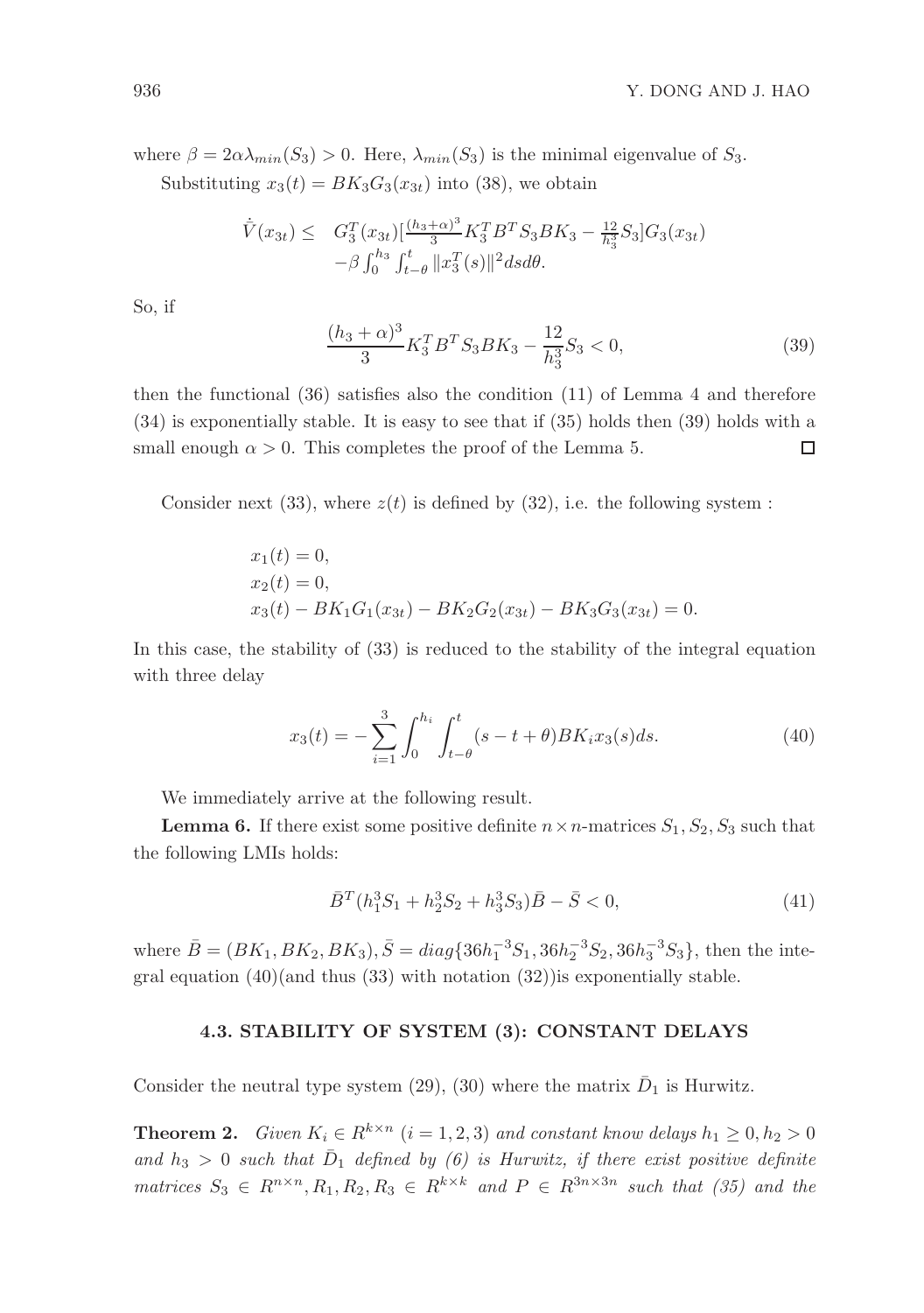where $\beta = 2\alpha\lambda_{min}(S_3) > 0$. Here, $\lambda_{min}(S_3)$ is the minimal eigenvalue of $S_3$.

Substituting $x_3(t) = BK_3G_3(x_{3t})$ into (38), we obtain

$$\begin{aligned}\dot{V}(x_{3t}) \leq \quad & G_3^T(x_{3t})[\tfrac{(h_3+\alpha)^3}{3}K_3^TB^TS_3BK_3 - \tfrac{12}{h_3^3}S_3]G_3(x_{3t}) \\ & -\beta\int_0^{h_3}\int_{t-\theta}^t \|x_3^T(s)\|^2 ds d\theta.\end{aligned}$$

So, if

$$\frac{(h_3+\alpha)^3}{3}K_3^TB^TS_3BK_3 - \frac{12}{h_3^3}S_3 < 0, \tag{39}$$

then the functional (36) satisfies also the condition (11) of Lemma 4 and therefore (34) is exponentially stable. It is easy to see that if (35) holds then (39) holds with a small enough $\alpha > 0$. This completes the proof of the Lemma 5. □

Consider next (33), where $z(t)$ is defined by (32), i.e. the following system :

$$\begin{aligned}&x_1(t) = 0,\\ &x_2(t) = 0,\\ &x_3(t) - BK_1G_1(x_{3t}) - BK_2G_2(x_{3t}) - BK_3G_3(x_{3t}) = 0.\end{aligned}$$

In this case, the stability of (33) is reduced to the stability of the integral equation with three delay

$$x_3(t) = -\sum_{i=1}^{3}\int_0^{h_i}\int_{t-\theta}^t (s-t+\theta)BK_ix_3(s)ds. \tag{40}$$

We immediately arrive at the following result.

**Lemma 6.** If there exist some positive definite $n\times n$-matrices $S_1, S_2, S_3$ such that the following LMIs holds:

$$\bar{B}^T(h_1^3S_1 + h_2^3S_2 + h_3^3S_3)\bar{B} - \bar{S} < 0, \tag{41}$$

where $\bar{B} = (BK_1, BK_2, BK_3), \bar{S} = diag\{36h_1^{-3}S_1, 36h_2^{-3}S_2, 36h_3^{-3}S_3\}$, then the integral equation (40)(and thus (33) with notation (32))is exponentially stable.

### 4.3. STABILITY OF SYSTEM (3): CONSTANT DELAYS

Consider the neutral type system (29), (30) where the matrix $\bar{D}_1$ is Hurwitz.

**Theorem 2.** *Given $K_i \in R^{k\times n}$ $(i = 1, 2, 3)$ and constant know delays $h_1 \geq 0, h_2 > 0$ and $h_3 > 0$ such that $\bar{D}_1$ defined by (6) is Hurwitz, if there exist positive definite matrices $S_3 \in R^{n\times n}, R_1, R_2, R_3 \in R^{k\times k}$ and $P \in R^{3n\times 3n}$ such that (35) and the*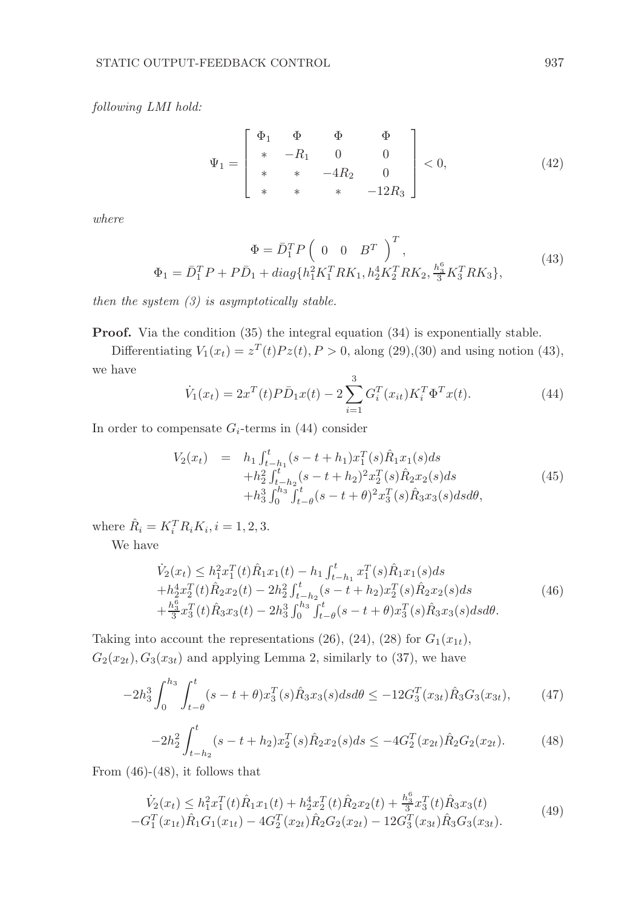*following LMI hold:*

$$
\Psi_1 = \begin{bmatrix} \Phi_1 & \Phi & \Phi & \Phi \\ * & -R_1 & 0 & 0 \\ * & * & -4R_2 & 0 \\ * & * & * & -12R_3 \end{bmatrix} < 0, \tag{42}
$$

*where*

$$
\begin{array}{c} \Phi = \bar{D}_1^T P \begin{pmatrix} 0 & 0 & B^T \end{pmatrix}^T, \\ \Phi_1 = \bar{D}_1^T P + P\bar{D}_1 + diag\{h_1^2 K_1^T R K_1, h_2^4 K_2^T R K_2, \frac{h_3^6}{3} K_3^T R K_3\}, \end{array} \tag{43}
$$

*then the system (3) is asymptotically stable.*

**Proof.** Via the condition (35) the integral equation (34) is exponentially stable.

Differentiating $V_1(x_t) = z^T(t)Pz(t), P > 0$, along (29),(30) and using notion (43), we have

$$
\dot{V}_1(x_t) = 2x^T(t)P\bar{D}_1 x(t) - 2\sum_{i=1}^{3} G_i^T(x_{it})K_i^T \Phi^T x(t). \tag{44}
$$

In order to compensate $G_i$-terms in (44) consider

$$
\begin{array}{rcl} V_2(x_t) & = & h_1 \int_{t-h_1}^{t} (s-t+h_1) x_1^T(s)\hat{R}_1 x_1(s) ds \\ & & + h_2^2 \int_{t-h_2}^{t} (s-t+h_2)^2 x_2^T(s)\hat{R}_2 x_2(s) ds \\ & & + h_3^3 \int_0^{h_3} \int_{t-\theta}^{t} (s-t+\theta)^2 x_3^T(s)\hat{R}_3 x_3(s) ds d\theta, \end{array} \tag{45}
$$

where $\hat{R}_i = K_i^T R_i K_i, i = 1, 2, 3.$

We have

$$
\begin{array}{l} \dot{V}_2(x_t) \leq h_1^2 x_1^T(t)\hat{R}_1 x_1(t) - h_1 \int_{t-h_1}^{t} x_1^T(s)\hat{R}_1 x_1(s) ds \\ + h_2^4 x_2^T(t)\hat{R}_2 x_2(t) - 2h_2^2 \int_{t-h_2}^{t} (s-t+h_2) x_2^T(s)\hat{R}_2 x_2(s) ds \\ + \frac{h_3^6}{3} x_3^T(t)\hat{R}_3 x_3(t) - 2h_3^3 \int_0^{h_3} \int_{t-\theta}^{t} (s-t+\theta) x_3^T(s)\hat{R}_3 x_3(s) ds d\theta. \end{array} \tag{46}
$$

Taking into account the representations (26), (24), (28) for $G_1(x_{1t})$, $G_2(x_{2t}), G_3(x_{3t})$ and applying Lemma 2, similarly to (37), we have

$$
-2h_3^3 \int_0^{h_3} \int_{t-\theta}^{t} (s-t+\theta) x_3^T(s)\hat{R}_3 x_3(s) ds d\theta \leq -12 G_3^T(x_{3t})\hat{R}_3 G_3(x_{3t}), \tag{47}
$$

$$
-2h_2^2 \int_{t-h_2}^{t} (s-t+h_2) x_2^T(s)\hat{R}_2 x_2(s) ds \leq -4 G_2^T(x_{2t})\hat{R}_2 G_2(x_{2t}). \tag{48}
$$

From (46)-(48), it follows that

$$
\begin{array}{c} \dot{V}_2(x_t) \leq h_1^2 x_1^T(t)\hat{R}_1 x_1(t) + h_2^4 x_2^T(t)\hat{R}_2 x_2(t) + \frac{h_3^6}{3} x_3^T(t)\hat{R}_3 x_3(t) \\ - G_1^T(x_{1t})\hat{R}_1 G_1(x_{1t}) - 4G_2^T(x_{2t})\hat{R}_2 G_2(x_{2t}) - 12 G_3^T(x_{3t})\hat{R}_3 G_3(x_{3t}). \end{array} \tag{49}
$$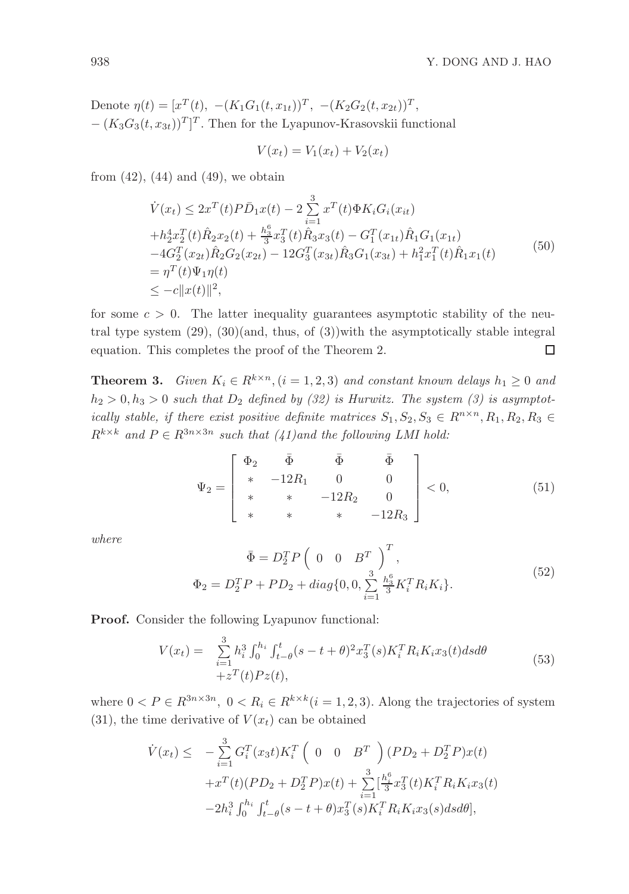Denote $\eta(t) = [x^T(t),\ -(K_1G_1(t,x_{1t}))^T,\ -(K_2G_2(t,x_{2t}))^T,$ $-(K_3G_3(t,x_{3t}))^T]^T$. Then for the Lyapunov-Krasovskii functional

$$V(x_t) = V_1(x_t) + V_2(x_t)$$

from (42), (44) and (49), we obtain

$$\begin{array}{l}\dot{V}(x_t) \leq 2x^T(t)P\bar{D}_1x(t) - 2\sum\limits_{i=1}^{3} x^T(t)\Phi K_iG_i(x_{it}) \\ +h_2^4x_2^T(t)\hat{R}_2x_2(t) + \frac{h_3^6}{3}x_3^T(t)\hat{R}_3x_3(t) - G_1^T(x_{1t})\hat{R}_1G_1(x_{1t}) \\ -4G_2^T(x_{2t})\hat{R}_2G_2(x_{2t}) - 12G_3^T(x_{3t})\hat{R}_3G_1(x_{3t}) + h_1^2x_1^T(t)\hat{R}_1x_1(t) \\ = \eta^T(t)\Psi_1\eta(t) \\ \leq -c\|x(t)\|^2,\end{array} \tag{50}$$

for some $c > 0$. The latter inequality guarantees asymptotic stability of the neutral type system (29), (30)(and, thus, of (3))with the asymptotically stable integral equation. This completes the proof of the Theorem 2. $\square$

**Theorem 3.** *Given $K_i \in R^{k\times n}, (i = 1,2,3)$ and constant known delays $h_1 \geq 0$ and $h_2 > 0, h_3 > 0$ such that $D_2$ defined by (32) is Hurwitz. The system (3) is asymptotically stable, if there exist positive definite matrices $S_1, S_2, S_3 \in R^{n\times n}, R_1, R_2, R_3 \in R^{k\times k}$ and $P \in R^{3n\times 3n}$ such that (41)and the following LMI hold:*

$$\Psi_2 = \begin{bmatrix} \Phi_2 & \bar{\Phi} & \bar{\Phi} & \bar{\Phi} \\ * & -12R_1 & 0 & 0 \\ * & * & -12R_2 & 0 \\ * & * & * & -12R_3 \end{bmatrix} < 0, \tag{51}$$

*where*

$$\begin{array}{c}\bar{\Phi} = D_2^TP\begin{pmatrix} 0 & 0 & B^T \end{pmatrix}^T, \\ \Phi_2 = D_2^TP + PD_2 + diag\{0, 0, \sum\limits_{i=1}^{3}\frac{h_3^6}{3}K_i^TR_iK_i\}.\end{array} \tag{52}$$

**Proof.** Consider the following Lyapunov functional:

$$\begin{array}{rl}V(x_t) = & \sum\limits_{i=1}^{3} h_i^3\int_0^{h_i}\int_{t-\theta}^{t}(s-t+\theta)^2x_3^T(s)K_i^TR_iK_ix_3(t)dsd\theta \\ & +z^T(t)Pz(t),\end{array} \tag{53}$$

where $0 < P \in R^{3n\times 3n},\ 0 < R_i \in R^{k\times k}(i = 1,2,3)$. Along the trajectories of system (31), the time derivative of $V(x_t)$ can be obtained

$$\begin{array}{rl}\dot{V}(x_t) \leq & -\sum\limits_{i=1}^{3} G_i^T(x_3t)K_i^T\begin{pmatrix} 0 & 0 & B^T \end{pmatrix}(PD_2 + D_2^TP)x(t) \\ & +x^T(t)(PD_2 + D_2^TP)x(t) + \sum\limits_{i=1}^{3}[\frac{h_i^6}{3}x_3^T(t)K_i^TR_iK_ix_3(t) \\ & -2h_i^3\int_0^{h_i}\int_{t-\theta}^{t}(s-t+\theta)x_3^T(s)K_i^TR_iK_ix_3(s)dsd\theta],\end{array}$$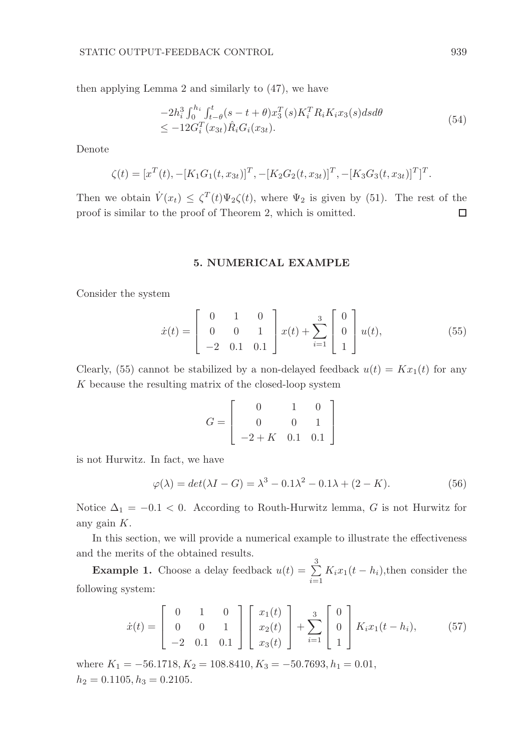then applying Lemma 2 and similarly to (47), we have

$$
\begin{aligned}
&-2h_i^3\int_0^{h_i}\int_{t-\theta}^{t}(s-t+\theta)x_3^T(s)K_i^TR_iK_ix_3(s)dsd\theta \\
&\leq -12G_i^T(x_{3t})\hat{R}_iG_i(x_{3t}).
\end{aligned}
\tag{54}
$$

Denote

$$
\zeta(t) = [x^T(t), -[K_1G_1(t,x_{3t})]^T, -[K_2G_2(t,x_{3t})]^T, -[K_3G_3(t,x_{3t})]^T]^T.
$$

Then we obtain $\dot{V}(x_t) \leq \zeta^T(t)\Psi_2\zeta(t)$, where $\Psi_2$ is given by (51). The rest of the proof is similar to the proof of Theorem 2, which is omitted. □

## 5. NUMERICAL EXAMPLE

Consider the system

$$
\dot{x}(t) = \begin{bmatrix} 0 & 1 & 0 \\ 0 & 0 & 1 \\ -2 & 0.1 & 0.1 \end{bmatrix} x(t) + \sum_{i=1}^{3} \begin{bmatrix} 0 \\ 0 \\ 1 \end{bmatrix} u(t),
\tag{55}
$$

Clearly, (55) cannot be stabilized by a non-delayed feedback $u(t) = Kx_1(t)$ for any $K$ because the resulting matrix of the closed-loop system

$$
G = \begin{bmatrix} 0 & 1 & 0 \\ 0 & 0 & 1 \\ -2+K & 0.1 & 0.1 \end{bmatrix}
$$

is not Hurwitz. In fact, we have

$$
\varphi(\lambda) = det(\lambda I - G) = \lambda^3 - 0.1\lambda^2 - 0.1\lambda + (2-K).
\tag{56}
$$

Notice $\Delta_1 = -0.1 < 0$. According to Routh-Hurwitz lemma, $G$ is not Hurwitz for any gain $K$.

In this section, we will provide a numerical example to illustrate the effectiveness and the merits of the obtained results.

**Example 1.** Choose a delay feedback $u(t) = \sum\limits_{i=1}^{3} K_ix_1(t-h_i)$,then consider the following system:

$$
\dot{x}(t) = \begin{bmatrix} 0 & 1 & 0 \\ 0 & 0 & 1 \\ -2 & 0.1 & 0.1 \end{bmatrix} \begin{bmatrix} x_1(t) \\ x_2(t) \\ x_3(t) \end{bmatrix} + \sum_{i=1}^{3} \begin{bmatrix} 0 \\ 0 \\ 1 \end{bmatrix} K_ix_1(t-h_i),
\tag{57}
$$

where $K_1 = -56.1718, K_2 = 108.8410, K_3 = -50.7693, h_1 = 0.01$,
$h_2 = 0.1105, h_3 = 0.2105$.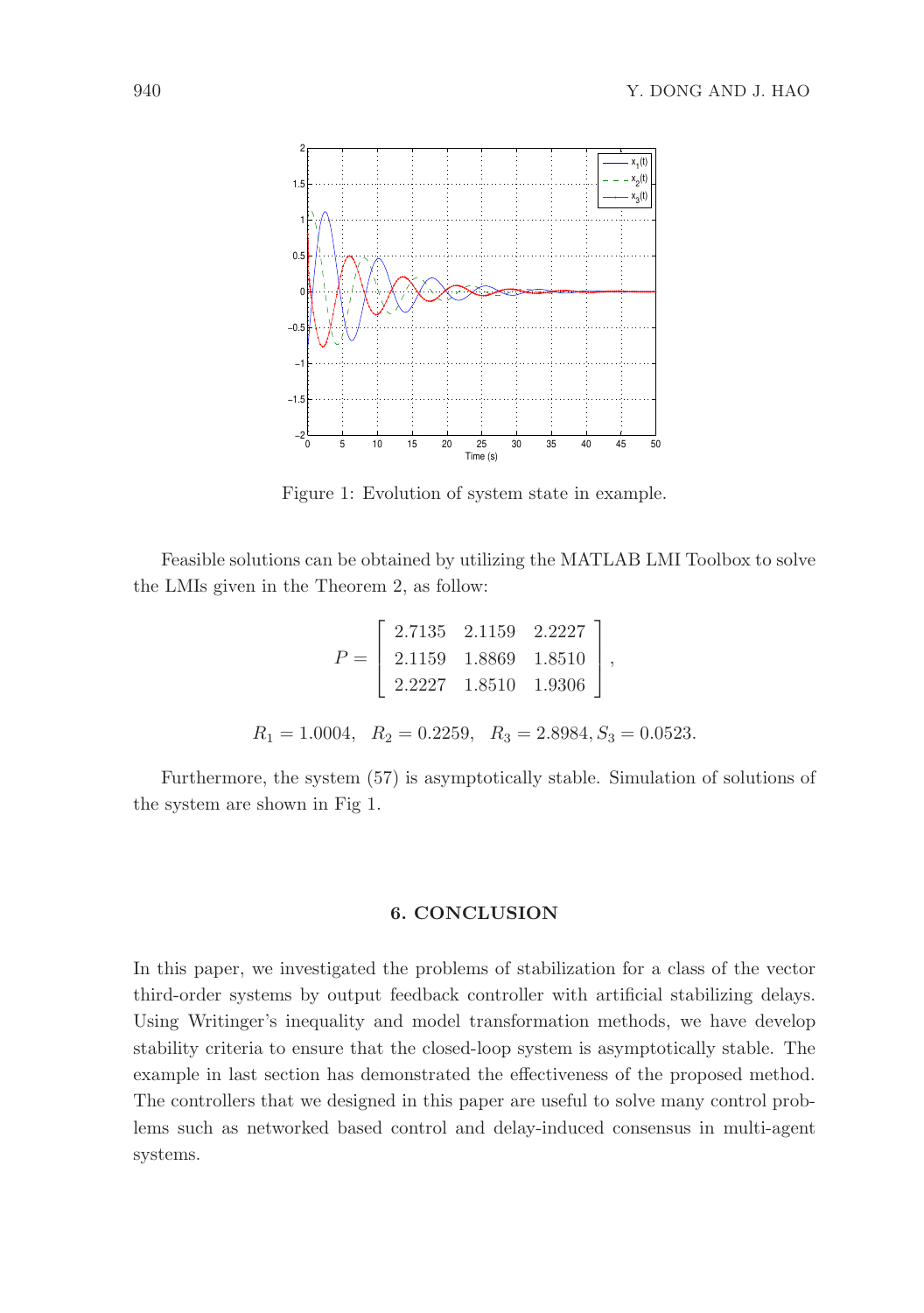Figure 1: Evolution of system state in example.

Feasible solutions can be obtained by utilizing the MATLAB LMI Toolbox to solve the LMIs given in the Theorem 2, as follow:

$$P = \begin{bmatrix} 2.7135 & 2.1159 & 2.2227 \\ 2.1159 & 1.8869 & 1.8510 \\ 2.2227 & 1.8510 & 1.9306 \end{bmatrix},$$

$$R_1 = 1.0004, \quad R_2 = 0.2259, \quad R_3 = 2.8984, S_3 = 0.0523.$$

Furthermore, the system (57) is asymptotically stable. Simulation of solutions of the system are shown in Fig 1.

## 6. CONCLUSION

In this paper, we investigated the problems of stabilization for a class of the vector third-order systems by output feedback controller with artificial stabilizing delays. Using Writinger's inequality and model transformation methods, we have develop stability criteria to ensure that the closed-loop system is asymptotically stable. The example in last section has demonstrated the effectiveness of the proposed method. The controllers that we designed in this paper are useful to solve many control problems such as networked based control and delay-induced consensus in multi-agent systems.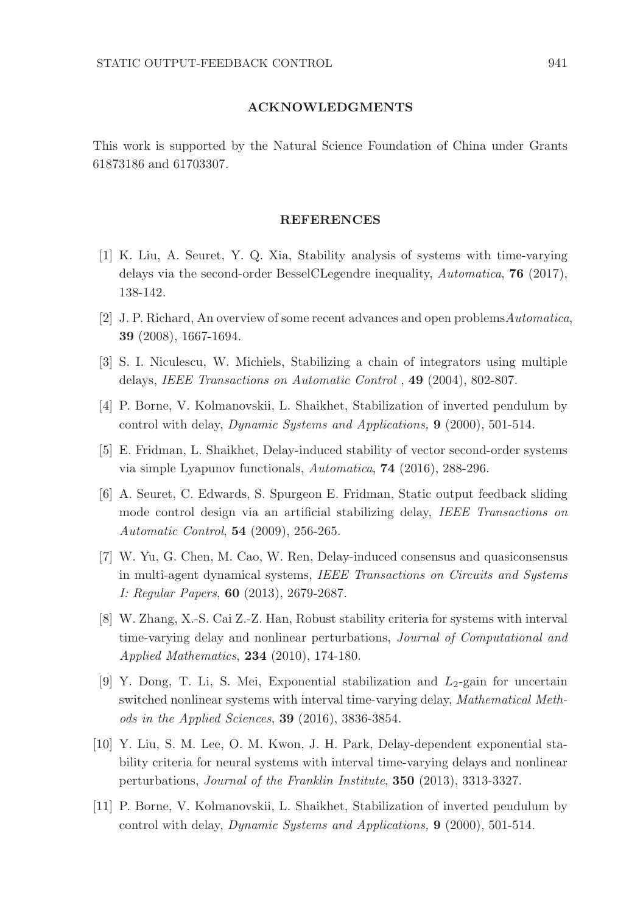## ACKNOWLEDGMENTS

This work is supported by the Natural Science Foundation of China under Grants 61873186 and 61703307.

## REFERENCES

[1] K. Liu, A. Seuret, Y. Q. Xia, Stability analysis of systems with time-varying delays via the second-order BesselCLegendre inequality, *Automatica*, **76** (2017), 138-142.

[2] J. P. Richard, An overview of some recent advances and open problems*Automatica*, **39** (2008), 1667-1694.

[3] S. I. Niculescu, W. Michiels, Stabilizing a chain of integrators using multiple delays, *IEEE Transactions on Automatic Control* , **49** (2004), 802-807.

[4] P. Borne, V. Kolmanovskii, L. Shaikhet, Stabilization of inverted pendulum by control with delay, *Dynamic Systems and Applications,* **9** (2000), 501-514.

[5] E. Fridman, L. Shaikhet, Delay-induced stability of vector second-order systems via simple Lyapunov functionals, *Automatica*, **74** (2016), 288-296.

[6] A. Seuret, C. Edwards, S. Spurgeon E. Fridman, Static output feedback sliding mode control design via an artificial stabilizing delay, *IEEE Transactions on Automatic Control*, **54** (2009), 256-265.

[7] W. Yu, G. Chen, M. Cao, W. Ren, Delay-induced consensus and quasiconsensus in multi-agent dynamical systems, *IEEE Transactions on Circuits and Systems I: Regular Papers*, **60** (2013), 2679-2687.

[8] W. Zhang, X.-S. Cai Z.-Z. Han, Robust stability criteria for systems with interval time-varying delay and nonlinear perturbations, *Journal of Computational and Applied Mathematics*, **234** (2010), 174-180.

[9] Y. Dong, T. Li, S. Mei, Exponential stabilization and $L_2$-gain for uncertain switched nonlinear systems with interval time-varying delay, *Mathematical Methods in the Applied Sciences*, **39** (2016), 3836-3854.

[10] Y. Liu, S. M. Lee, O. M. Kwon, J. H. Park, Delay-dependent exponential stability criteria for neural systems with interval time-varying delays and nonlinear perturbations, *Journal of the Franklin Institute*, **350** (2013), 3313-3327.

[11] P. Borne, V. Kolmanovskii, L. Shaikhet, Stabilization of inverted pendulum by control with delay, *Dynamic Systems and Applications,* **9** (2000), 501-514.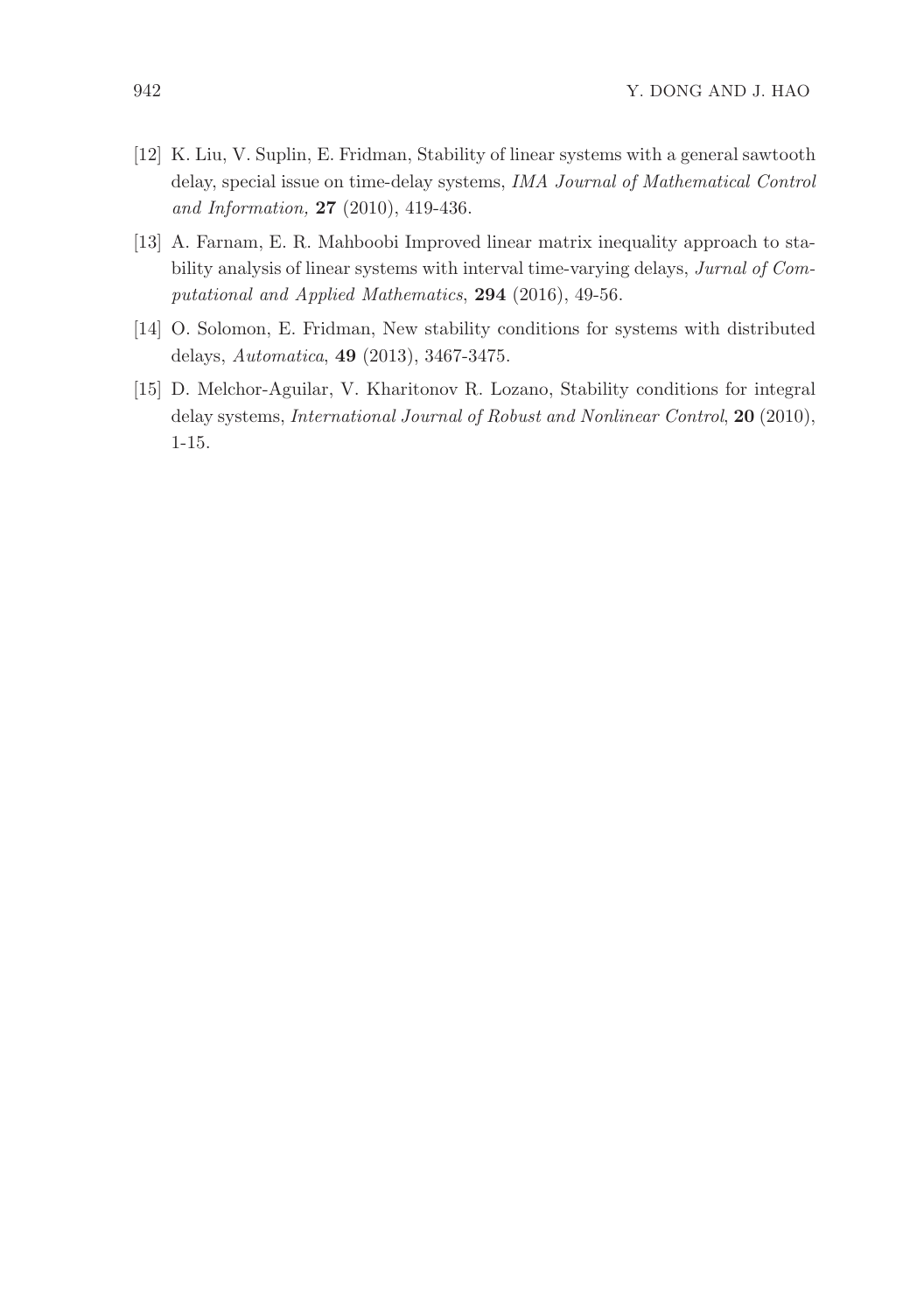[12] K. Liu, V. Suplin, E. Fridman, Stability of linear systems with a general sawtooth delay, special issue on time-delay systems, *IMA Journal of Mathematical Control and Information,* **27** (2010), 419-436.

[13] A. Farnam, E. R. Mahboobi Improved linear matrix inequality approach to stability analysis of linear systems with interval time-varying delays, *Jurnal of Computational and Applied Mathematics*, **294** (2016), 49-56.

[14] O. Solomon, E. Fridman, New stability conditions for systems with distributed delays, *Automatica*, **49** (2013), 3467-3475.

[15] D. Melchor-Aguilar, V. Kharitonov R. Lozano, Stability conditions for integral delay systems, *International Journal of Robust and Nonlinear Control*, **20** (2010), 1-15.